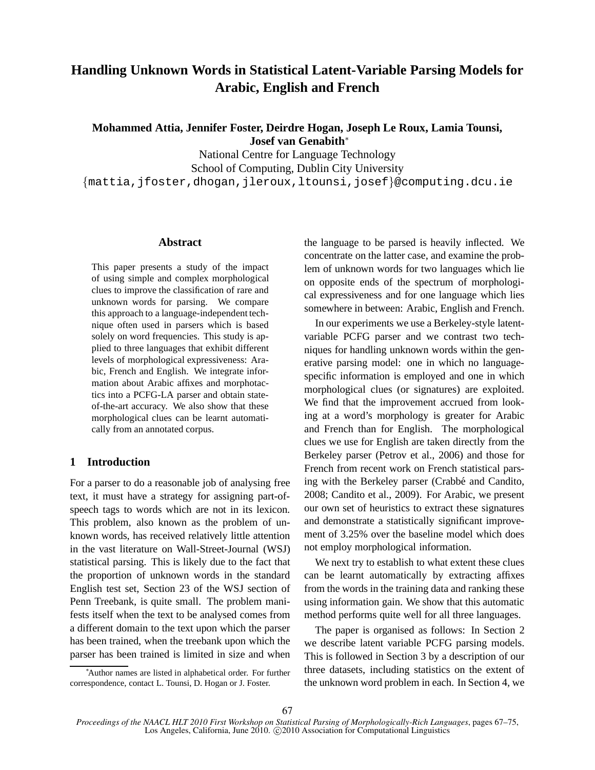# Handling Unknown Words in Statistical Latent-Variable Parsing Models for Arabic, English and French

**Mohammed Attia, Jennifer Foster, Deirdre Hogan, Joseph Le Roux, Lamia Tounsi, Josef van Genabith***

National Centre for Language Technology
School of Computing, Dublin City University
{mattia,jfoster,dhogan,jleroux,ltounsi,josef}@computing.dcu.ie

## Abstract

This paper presents a study of the impact of using simple and complex morphological clues to improve the classification of rare and unknown words for parsing. We compare this approach to a language-independent technique often used in parsers which is based solely on word frequencies. This study is applied to three languages that exhibit different levels of morphological expressiveness: Arabic, French and English. We integrate information about Arabic affixes and morphotactics into a PCFG-LA parser and obtain state-of-the-art accuracy. We also show that these morphological clues can be learnt automatically from an annotated corpus.

## 1 Introduction

For a parser to do a reasonable job of analysing free text, it must have a strategy for assigning part-of-speech tags to words which are not in its lexicon. This problem, also known as the problem of unknown words, has received relatively little attention in the vast literature on Wall-Street-Journal (WSJ) statistical parsing. This is likely due to the fact that the proportion of unknown words in the standard English test set, Section 23 of the WSJ section of Penn Treebank, is quite small. The problem manifests itself when the text to be analysed comes from a different domain to the text upon which the parser has been trained, when the treebank upon which the parser has been trained is limited in size and when the language to be parsed is heavily inflected. We concentrate on the latter case, and examine the problem of unknown words for two languages which lie on opposite ends of the spectrum of morphological expressiveness and for one language which lies somewhere in between: Arabic, English and French.

In our experiments we use a Berkeley-style latent-variable PCFG parser and we contrast two techniques for handling unknown words within the generative parsing model: one in which no language-specific information is employed and one in which morphological clues (or signatures) are exploited. We find that the improvement accrued from looking at a word's morphology is greater for Arabic and French than for English. The morphological clues we use for English are taken directly from the Berkeley parser (Petrov et al., 2006) and those for French from recent work on French statistical parsing with the Berkeley parser (Crabbé and Candito, 2008; Candito et al., 2009). For Arabic, we present our own set of heuristics to extract these signatures and demonstrate a statistically significant improvement of 3.25% over the baseline model which does not employ morphological information.

We next try to establish to what extent these clues can be learnt automatically by extracting affixes from the words in the training data and ranking these using information gain. We show that this automatic method performs quite well for all three languages.

The paper is organised as follows: In Section 2 we describe latent variable PCFG parsing models. This is followed in Section 3 by a description of our three datasets, including statistics on the extent of the unknown word problem in each. In Section 4, we

*Author names are listed in alphabetical order. For further correspondence, contact L. Tounsi, D. Hogan or J. Foster.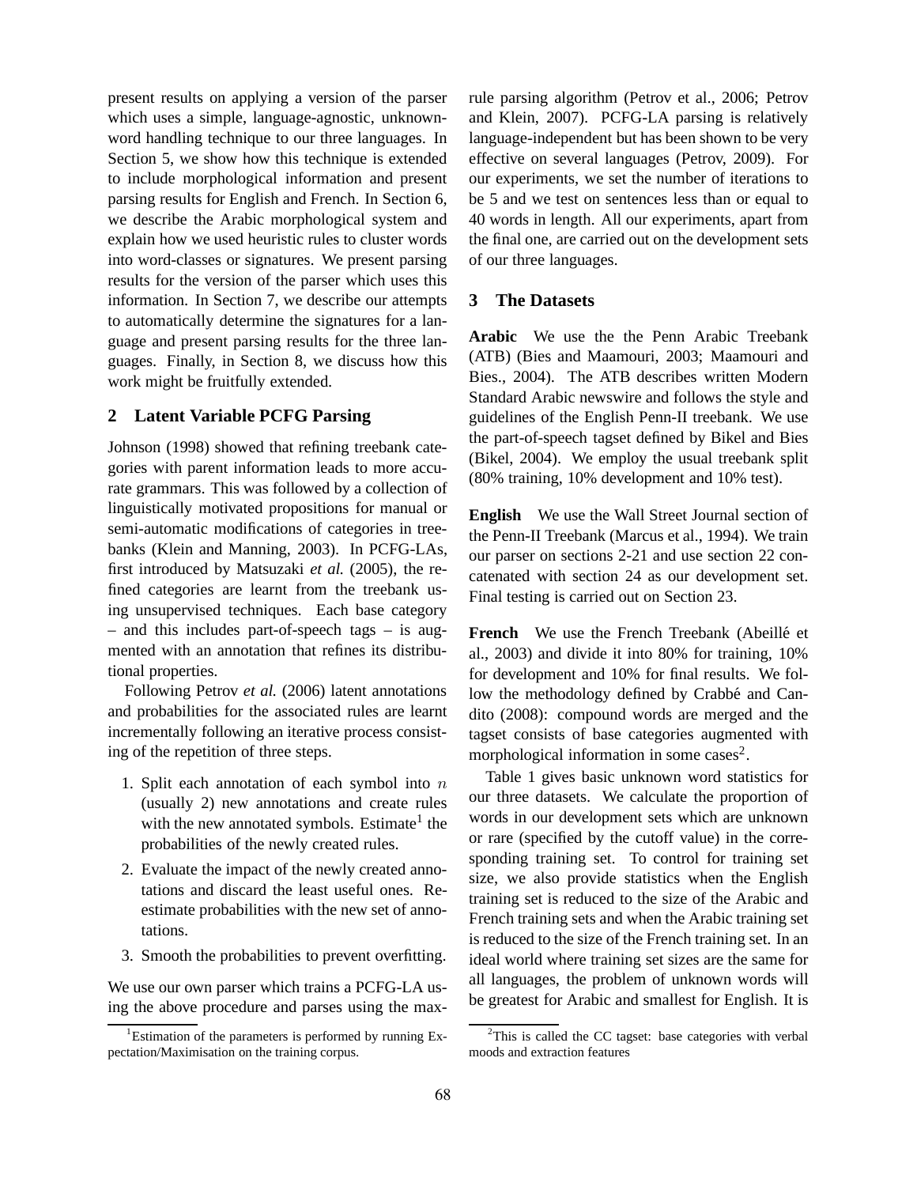present results on applying a version of the parser which uses a simple, language-agnostic, unknown-word handling technique to our three languages. In Section 5, we show how this technique is extended to include morphological information and present parsing results for English and French. In Section 6, we describe the Arabic morphological system and explain how we used heuristic rules to cluster words into word-classes or signatures. We present parsing results for the version of the parser which uses this information. In Section 7, we describe our attempts to automatically determine the signatures for a language and present parsing results for the three languages. Finally, in Section 8, we discuss how this work might be fruitfully extended.

## 2 Latent Variable PCFG Parsing

Johnson (1998) showed that refining treebank categories with parent information leads to more accurate grammars. This was followed by a collection of linguistically motivated propositions for manual or semi-automatic modifications of categories in treebanks (Klein and Manning, 2003). In PCFG-LAs, first introduced by Matsuzaki *et al.* (2005), the refined categories are learnt from the treebank using unsupervised techniques. Each base category – and this includes part-of-speech tags – is augmented with an annotation that refines its distributional properties.

Following Petrov *et al.* (2006) latent annotations and probabilities for the associated rules are learnt incrementally following an iterative process consisting of the repetition of three steps.

1. Split each annotation of each symbol into $n$ (usually 2) new annotations and create rules with the new annotated symbols. Estimate[1] the probabilities of the newly created rules.
2. Evaluate the impact of the newly created annotations and discard the least useful ones. Reestimate probabilities with the new set of annotations.
3. Smooth the probabilities to prevent overfitting.

We use our own parser which trains a PCFG-LA using the above procedure and parses using the max-rule parsing algorithm (Petrov et al., 2006; Petrov and Klein, 2007). PCFG-LA parsing is relatively language-independent but has been shown to be very effective on several languages (Petrov, 2009). For our experiments, we set the number of iterations to be 5 and we test on sentences less than or equal to 40 words in length. All our experiments, apart from the final one, are carried out on the development sets of our three languages.

## 3 The Datasets

**Arabic** We use the the Penn Arabic Treebank (ATB) (Bies and Maamouri, 2003; Maamouri and Bies., 2004). The ATB describes written Modern Standard Arabic newswire and follows the style and guidelines of the English Penn-II treebank. We use the part-of-speech tagset defined by Bikel and Bies (Bikel, 2004). We employ the usual treebank split (80% training, 10% development and 10% test).

**English** We use the Wall Street Journal section of the Penn-II Treebank (Marcus et al., 1994). We train our parser on sections 2-21 and use section 22 concatenated with section 24 as our development set. Final testing is carried out on Section 23.

**French** We use the French Treebank (Abeillé et al., 2003) and divide it into 80% for training, 10% for development and 10% for final results. We follow the methodology defined by Crabbé and Candito (2008): compound words are merged and the tagset consists of base categories augmented with morphological information in some cases[2].

Table 1 gives basic unknown word statistics for our three datasets. We calculate the proportion of words in our development sets which are unknown or rare (specified by the cutoff value) in the corresponding training set. To control for training set size, we also provide statistics when the English training set is reduced to the size of the Arabic and French training sets and when the Arabic training set is reduced to the size of the French training set. In an ideal world where training set sizes are the same for all languages, the problem of unknown words will be greatest for Arabic and smallest for English. It is

[1] Estimation of the parameters is performed by running Expectation/Maximisation on the training corpus.

[2] This is called the CC tagset: base categories with verbal moods and extraction features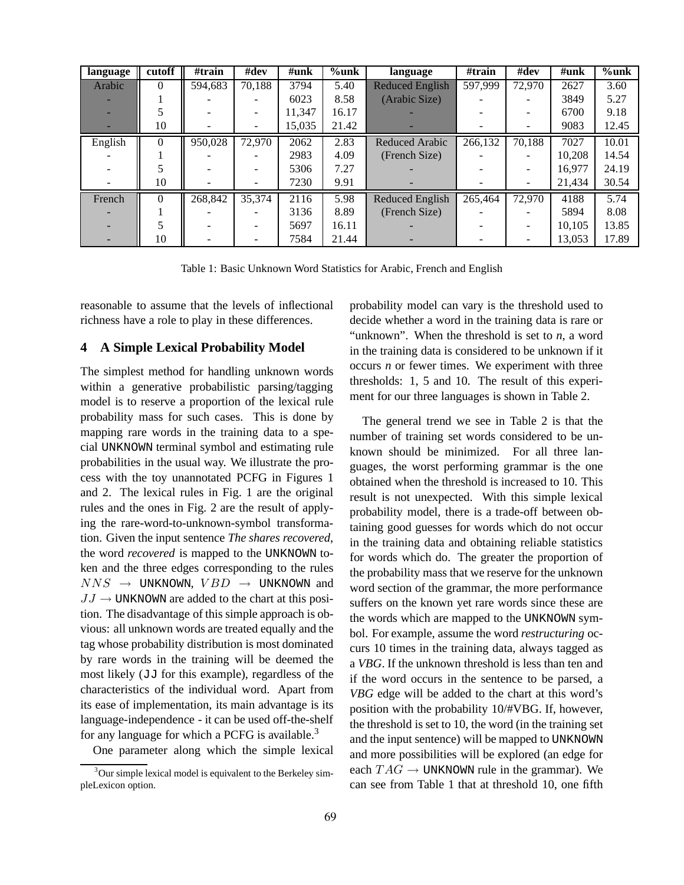| language | cutoff | #train | #dev | #unk | %unk | language | #train | #dev | #unk | %unk |
|---|---|---|---|---|---|---|---|---|---|---|
| Arabic | 0 | 594,683 | 70,188 | 3794 | 5.40 | Reduced English | 597,999 | 72,970 | 2627 | 3.60 |
| - | 1 | - | - | 6023 | 8.58 | (Arabic Size) | - | - | 3849 | 5.27 |
| - | 5 | - | - | 11,347 | 16.17 | - | - | - | 6700 | 9.18 |
| - | 10 | - | - | 15,035 | 21.42 | - | - | - | 9083 | 12.45 |
| English | 0 | 950,028 | 72,970 | 2062 | 2.83 | Reduced Arabic | 266,132 | 70,188 | 7027 | 10.01 |
| - | 1 | - | - | 2983 | 4.09 | (French Size) | - | - | 10,208 | 14.54 |
| - | 5 | - | - | 5306 | 7.27 | - | - | - | 16,977 | 24.19 |
| - | 10 | - | - | 7230 | 9.91 | - | - | - | 21,434 | 30.54 |
| French | 0 | 268,842 | 35,374 | 2116 | 5.98 | Reduced English | 265,464 | 72,970 | 4188 | 5.74 |
| - | 1 | - | - | 3136 | 8.89 | (French Size) | - | - | 5894 | 8.08 |
| - | 5 | - | - | 5697 | 16.11 | - | - | - | 10,105 | 13.85 |
| - | 10 | - | - | 7584 | 21.44 | - | - | - | 13,053 | 17.89 |

Table 1: Basic Unknown Word Statistics for Arabic, French and English

reasonable to assume that the levels of inflectional richness have a role to play in these differences.

## 4 A Simple Lexical Probability Model

The simplest method for handling unknown words within a generative probabilistic parsing/tagging model is to reserve a proportion of the lexical rule probability mass for such cases. This is done by mapping rare words in the training data to a special UNKNOWN terminal symbol and estimating rule probabilities in the usual way. We illustrate the process with the toy unannotated PCFG in Figures 1 and 2. The lexical rules in Fig. 1 are the original rules and the ones in Fig. 2 are the result of applying the rare-word-to-unknown-symbol transformation. Given the input sentence *The shares recovered*, the word *recovered* is mapped to the UNKNOWN token and the three edges corresponding to the rules $NNS \rightarrow$ UNKNOWN, $VBD \rightarrow$ UNKNOWN and $JJ \rightarrow$ UNKNOWN are added to the chart at this position. The disadvantage of this simple approach is obvious: all unknown words are treated equally and the tag whose probability distribution is most dominated by rare words in the training will be deemed the most likely (JJ for this example), regardless of the characteristics of the individual word. Apart from its ease of implementation, its main advantage is its language-independence - it can be used off-the-shelf for any language for which a PCFG is available.[3]

One parameter along which the simple lexical probability model can vary is the threshold used to decide whether a word in the training data is rare or "unknown". When the threshold is set to *n*, a word in the training data is considered to be unknown if it occurs *n* or fewer times. We experiment with three thresholds: 1, 5 and 10. The result of this experiment for our three languages is shown in Table 2.

The general trend we see in Table 2 is that the number of training set words considered to be unknown should be minimized. For all three languages, the worst performing grammar is the one obtained when the threshold is increased to 10. This result is not unexpected. With this simple lexical probability model, there is a trade-off between obtaining good guesses for words which do not occur in the training data and obtaining reliable statistics for words which do. The greater the proportion of the probability mass that we reserve for the unknown word section of the grammar, the more performance suffers on the known yet rare words since these are the words which are mapped to the UNKNOWN symbol. For example, assume the word *restructuring* occurs 10 times in the training data, always tagged as a *VBG*. If the unknown threshold is less than ten and if the word occurs in the sentence to be parsed, a *VBG* edge will be added to the chart at this word's position with the probability 10/#VBG. If, however, the threshold is set to 10, the word (in the training set and the input sentence) will be mapped to UNKNOWN and more possibilities will be explored (an edge for each $TAG \rightarrow$ UNKNOWN rule in the grammar). We can see from Table 1 that at threshold 10, one fifth

[3] Our simple lexical model is equivalent to the Berkeley simpleLexicon option.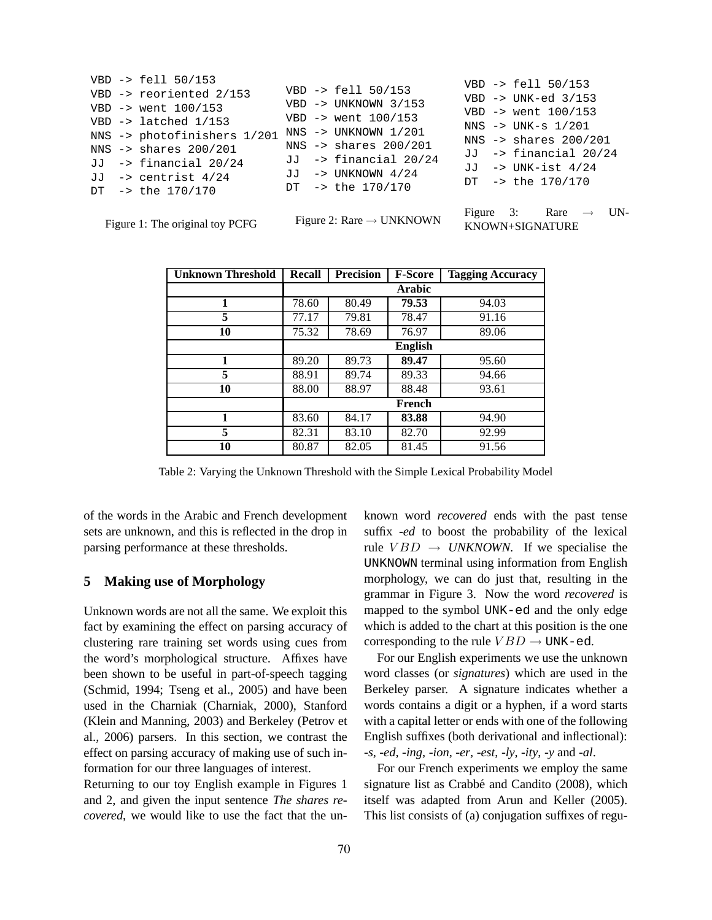```
VBD -> fell 50/153
VBD -> reoriented 2/153
VBD -> went 100/153
VBD -> latched 1/153
NNS -> photofinishers 1/201
NNS -> shares 200/201
JJ  -> financial 20/24
JJ  -> centrist 4/24
DT  -> the 170/170
```

Figure 1: The original toy PCFG

```
VBD -> fell 50/153
VBD -> UNKNOWN 3/153
VBD -> went 100/153
NNS -> UNKNOWN 1/201
NNS -> shares 200/201
JJ  -> financial 20/24
JJ  -> UNKNOWN 4/24
DT  -> the 170/170
```

Figure 2: Rare → UNKNOWN

```
VBD -> fell 50/153
VBD -> UNK-ed 3/153
VBD -> went 100/153
NNS -> UNK-s 1/201
NNS -> shares 200/201
JJ  -> financial 20/24
JJ  -> UNK-ist 4/24
DT  -> the 170/170
```

Figure 3: Rare → UNKNOWN+SIGNATURE

| Unknown Threshold | Recall | Precision | F-Score | Tagging Accuracy |
|---|---|---|---|---|
| | | | **Arabic** | |
| **1** | 78.60 | 80.49 | **79.53** | 94.03 |
| **5** | 77.17 | 79.81 | 78.47 | 91.16 |
| **10** | 75.32 | 78.69 | 76.97 | 89.06 |
| | | | **English** | |
| **1** | 89.20 | 89.73 | **89.47** | 95.60 |
| **5** | 88.91 | 89.74 | 89.33 | 94.66 |
| **10** | 88.00 | 88.97 | 88.48 | 93.61 |
| | | | **French** | |
| **1** | 83.60 | 84.17 | **83.88** | 94.90 |
| **5** | 82.31 | 83.10 | 82.70 | 92.99 |
| **10** | 80.87 | 82.05 | 81.45 | 91.56 |

Table 2: Varying the Unknown Threshold with the Simple Lexical Probability Model

of the words in the Arabic and French development sets are unknown, and this is reflected in the drop in parsing performance at these thresholds.

## 5 Making use of Morphology

Unknown words are not all the same. We exploit this fact by examining the effect on parsing accuracy of clustering rare training set words using cues from the word's morphological structure. Affixes have been shown to be useful in part-of-speech tagging (Schmid, 1994; Tseng et al., 2005) and have been used in the Charniak (Charniak, 2000), Stanford (Klein and Manning, 2003) and Berkeley (Petrov et al., 2006) parsers. In this section, we contrast the effect on parsing accuracy of making use of such information for our three languages of interest.

Returning to our toy English example in Figures 1 and 2, and given the input sentence *The shares recovered*, we would like to use the fact that the unknown word *recovered* ends with the past tense suffix *-ed* to boost the probability of the lexical rule $VBD \rightarrow$ *UNKNOWN*. If we specialise the UNKNOWN terminal using information from English morphology, we can do just that, resulting in the grammar in Figure 3. Now the word *recovered* is mapped to the symbol UNK-ed and the only edge which is added to the chart at this position is the one corresponding to the rule $VBD \rightarrow$ UNK-ed.

For our English experiments we use the unknown word classes (or *signatures*) which are used in the Berkeley parser. A signature indicates whether a words contains a digit or a hyphen, if a word starts with a capital letter or ends with one of the following English suffixes (both derivational and inflectional): *-s*, *-ed*, *-ing*, *-ion*, *-er*, *-est*, *-ly*, *-ity*, *-y* and *-al*.

For our French experiments we employ the same signature list as Crabbé and Candito (2008), which itself was adapted from Arun and Keller (2005). This list consists of (a) conjugation suffixes of regu-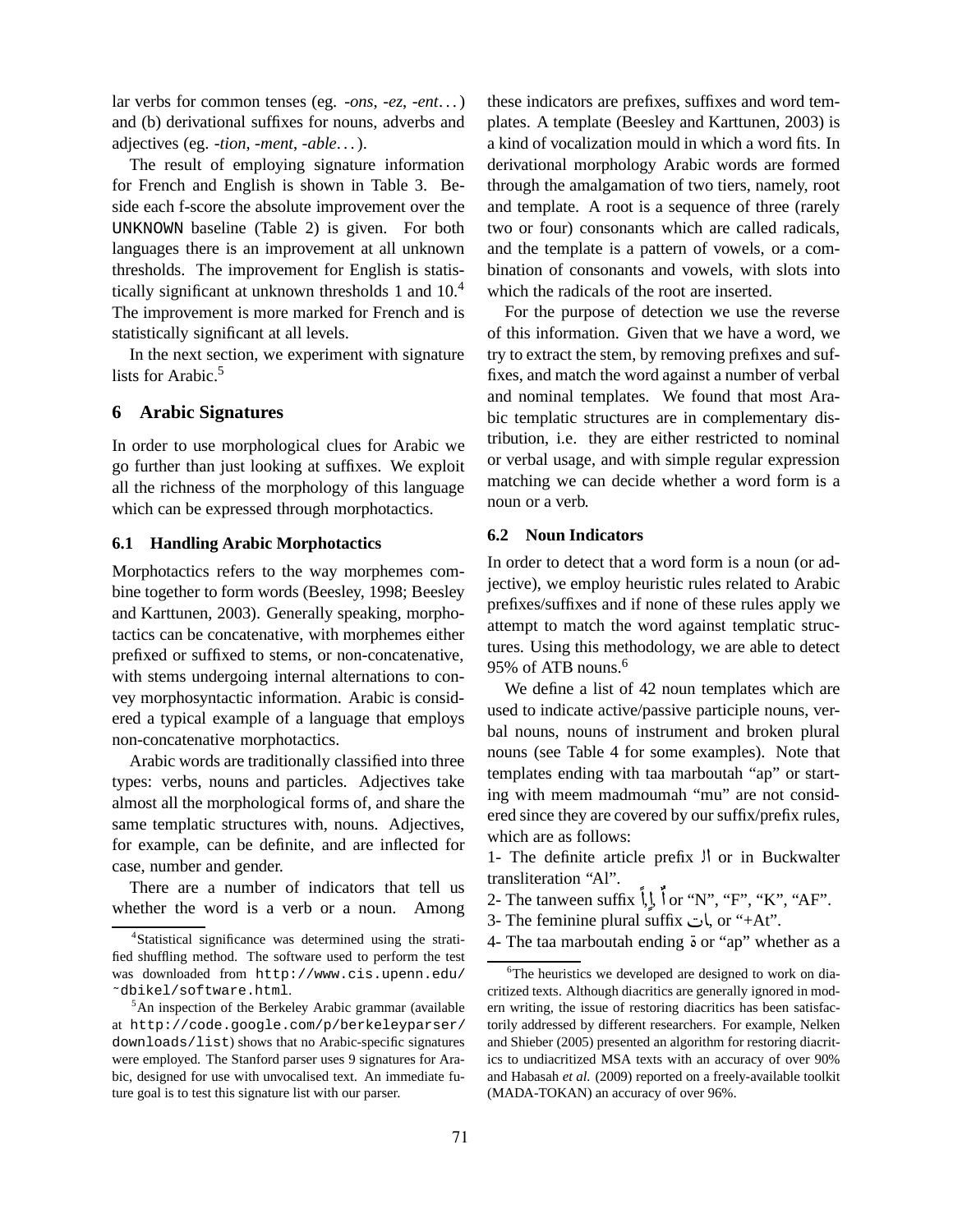lar verbs for common tenses (eg. *-ons*, *-ez*, *-ent*...) and (b) derivational suffixes for nouns, adverbs and adjectives (eg. *-tion*, *-ment*, *-able*...).

The result of employing signature information for French and English is shown in Table 3. Beside each f-score the absolute improvement over the UNKNOWN baseline (Table 2) is given. For both languages there is an improvement at all unknown thresholds. The improvement for English is statistically significant at unknown thresholds 1 and 10.[4] The improvement is more marked for French and is statistically significant at all levels.

In the next section, we experiment with signature lists for Arabic.[5]

## 6 Arabic Signatures

In order to use morphological clues for Arabic we go further than just looking at suffixes. We exploit all the richness of the morphology of this language which can be expressed through morphotactics.

### 6.1 Handling Arabic Morphotactics

Morphotactics refers to the way morphemes combine together to form words (Beesley, 1998; Beesley and Karttunen, 2003). Generally speaking, morphotactics can be concatenative, with morphemes either prefixed or suffixed to stems, or non-concatenative, with stems undergoing internal alternations to convey morphosyntactic information. Arabic is considered a typical example of a language that employs non-concatenative morphotactics.

Arabic words are traditionally classified into three types: verbs, nouns and particles. Adjectives take almost all the morphological forms of, and share the same templatic structures with, nouns. Adjectives, for example, can be definite, and are inflected for case, number and gender.

There are a number of indicators that tell us whether the word is a verb or a noun. Among these indicators are prefixes, suffixes and word templates. A template (Beesley and Karttunen, 2003) is a kind of vocalization mould in which a word fits. In derivational morphology Arabic words are formed through the amalgamation of two tiers, namely, root and template. A root is a sequence of three (rarely two or four) consonants which are called radicals, and the template is a pattern of vowels, or a combination of consonants and vowels, with slots into which the radicals of the root are inserted.

For the purpose of detection we use the reverse of this information. Given that we have a word, we try to extract the stem, by removing prefixes and suffixes, and match the word against a number of verbal and nominal templates. We found that most Arabic templatic structures are in complementary distribution, i.e. they are either restricted to nominal or verbal usage, and with simple regular expression matching we can decide whether a word form is a noun or a verb.

### 6.2 Noun Indicators

In order to detect that a word form is a noun (or adjective), we employ heuristic rules related to Arabic prefixes/suffixes and if none of these rules apply we attempt to match the word against templatic structures. Using this methodology, we are able to detect 95% of ATB nouns.[6]

We define a list of 42 noun templates which are used to indicate active/passive participle nouns, verbal nouns, nouns of instrument and broken plural nouns (see Table 4 for some examples). Note that templates ending with taa marboutah "ap" or starting with meem madmoumah "mu" are not considered since they are covered by our suffix/prefix rules, which are as follows:

1- The definite article prefix ال or in Buckwalter transliteration "Al".

2- The tanween suffix ً, ٍ, ٌ or "N", "F", "K", "AF".

3- The feminine plural suffix ات, or "+At".

4- The taa marboutah ending ة or "ap" whether as a

---

[4] Statistical significance was determined using the stratified shuffling method. The software used to perform the test was downloaded from http://www.cis.upenn.edu/~dbikel/software.html.

[5] An inspection of the Berkeley Arabic grammar (available at http://code.google.com/p/berkeleyparser/downloads/list) shows that no Arabic-specific signatures were employed. The Stanford parser uses 9 signatures for Arabic, designed for use with unvocalised text. An immediate future goal is to test this signature list with our parser.

[6] The heuristics we developed are designed to work on diacritized texts. Although diacritics are generally ignored in modern writing, the issue of restoring diacritics has been satisfactorily addressed by different researchers. For example, Nelken and Shieber (2005) presented an algorithm for restoring diacritics to undiacritized MSA texts with an accuracy of over 90% and Habasah *et al.* (2009) reported on a freely-available toolkit (MADA-TOKAN) an accuracy of over 96%.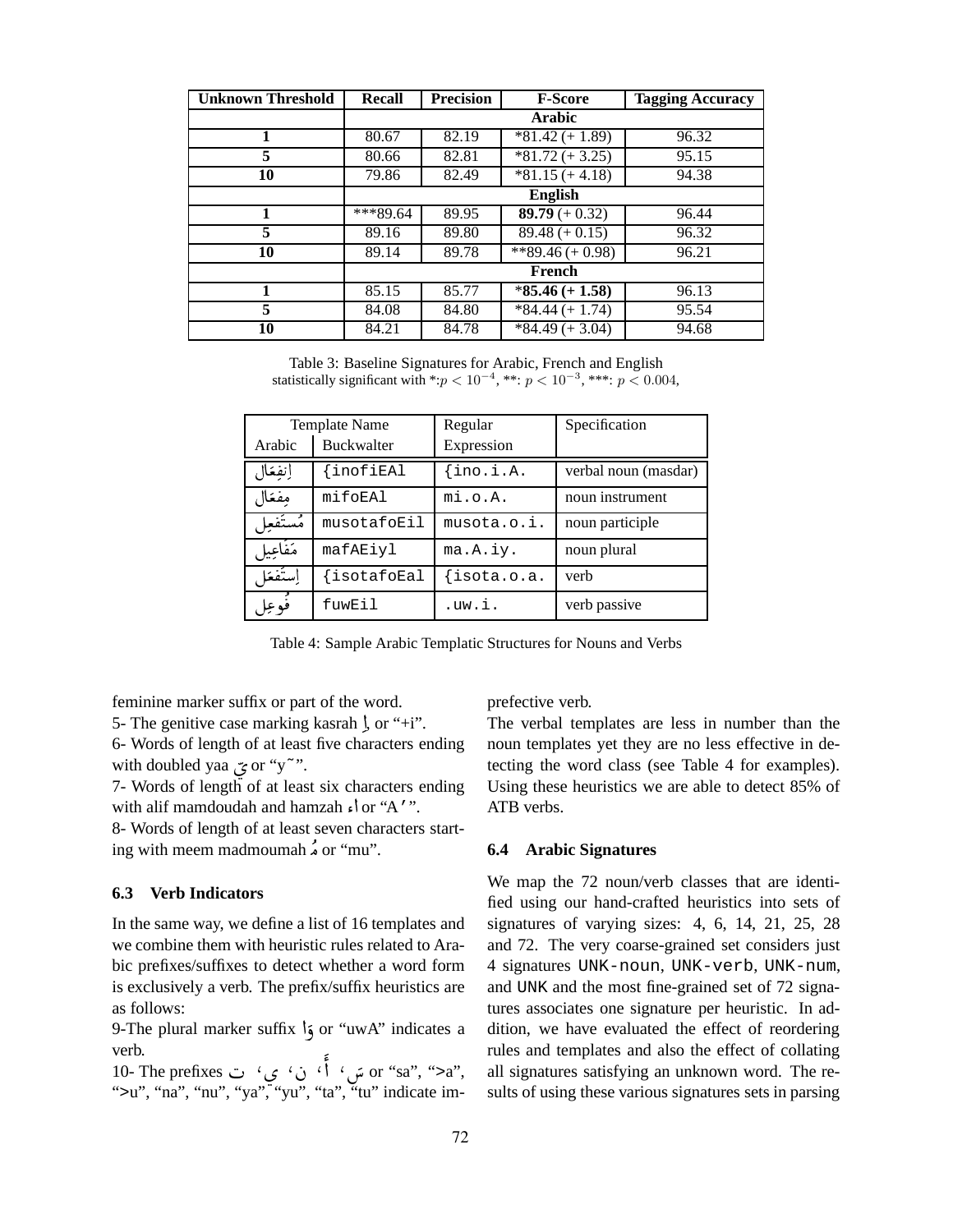| Unknown Threshold | Recall | Precision | F-Score | Tagging Accuracy |
|---|---|---|---|---|
| | **Arabic** | | | |
| **1** | 80.67 | 82.19 | *81.42 (+ 1.89) | 96.32 |
| **5** | 80.66 | 82.81 | *81.72 (+ 3.25) | 95.15 |
| **10** | 79.86 | 82.49 | *81.15 (+ 4.18) | 94.38 |
| | **English** | | | |
| **1** | ***89.64 | 89.95 | **89.79** (+ 0.32) | 96.44 |
| **5** | 89.16 | 89.80 | 89.48 (+ 0.15) | 96.32 |
| **10** | 89.14 | 89.78 | **89.46 (+ 0.98) | 96.21 |
| | **French** | | | |
| **1** | 85.15 | 85.77 | ***85.46 (+ 1.58)** | 96.13 |
| **5** | 84.08 | 84.80 | *84.44 (+ 1.74) | 95.54 |
| **10** | 84.21 | 84.78 | *84.49 (+ 3.04) | 94.68 |

Table 3: Baseline Signatures for Arabic, French and English
statistically significant with *:$p < 10^{-4}$, **: $p < 10^{-3}$, ***: $p < 0.004$,

| Template Name | | Regular | Specification |
|---|---|---|---|
| Arabic | Buckwalter | Expression | |
| اِنفِعَال | `{inofiEAl` | `{ino.i.A.` | verbal noun (masdar) |
| مِفعَال | `mifoEAl` | `mi.o.A.` | noun instrument |
| مُستَفعِل | `musotafoEil` | `musota.o.i.` | noun participle |
| مَفَاعِيل | `mafAEiyl` | `ma.A.iy.` | noun plural |
| اِستَفعَل | `{isotafoEal` | `{isota.o.a.` | verb |
| فُوعِل | `fuwEil` | `.uw.i.` | verb passive |

Table 4: Sample Arabic Templatic Structures for Nouns and Verbs

feminine marker suffix or part of the word.

5- The genitive case marking kasrah ِإ or "+i".

6- Words of length of at least five characters ending with doubled yaa يّ or "y~".

7- Words of length of at least six characters ending with alif mamdoudah and hamzah اء or "A'".

8- Words of length of at least seven characters starting with meem madmoumah مُ or "mu".

### 6.3 Verb Indicators

In the same way, we define a list of 16 templates and we combine them with heuristic rules related to Arabic prefixes/suffixes to detect whether a word form is exclusively a verb. The prefix/suffix heuristics are as follows:

9-The plural marker suffix وا or "uwA" indicates a verb.

10- The prefixes سَ ، أَ ، نَ ، يَ ، تَ or "sa", ">a", ">u", "na", "nu", "ya", "yu", "ta", "tu" indicate imprefective verb.

The verbal templates are less in number than the noun templates yet they are no less effective in detecting the word class (see Table 4 for examples). Using these heuristics we are able to detect 85% of ATB verbs.

### 6.4 Arabic Signatures

We map the 72 noun/verb classes that are identified using our hand-crafted heuristics into sets of signatures of varying sizes: 4, 6, 14, 21, 25, 28 and 72. The very coarse-grained set considers just 4 signatures `UNK-noun`, `UNK-verb`, `UNK-num`, and `UNK` and the most fine-grained set of 72 signatures associates one signature per heuristic. In addition, we have evaluated the effect of reordering rules and templates and also the effect of collating all signatures satisfying an unknown word. The results of using these various signatures sets in parsing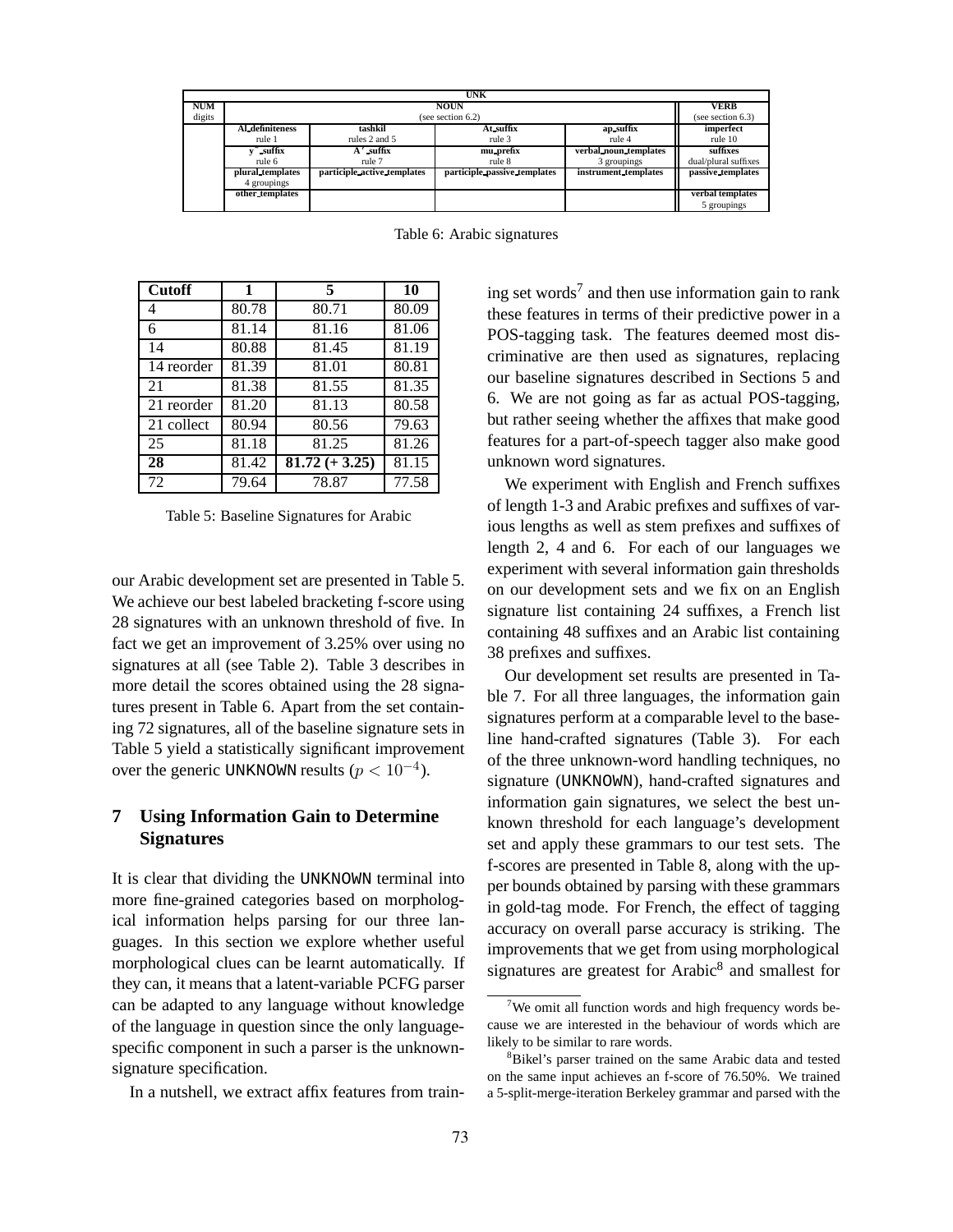| UNK | | | | | |
|---|---|---|---|---|---|
| **NUM** digits | **NOUN** (see section 6.2) | | | | **VERB** (see section 6.3) |
| | **Al_definiteness** rule 1 | **tashkil** rules 2 and 5 | **At_suffix** rule 3 | **ap_suffix** rule 4 | **imperfect** rule 10 |
| | **y'_suffix** rule 6 | **A'_suffix** rule 7 | **mu_prefix** rule 8 | **verbal_noun_templates** 3 groupings | **suffixes** dual/plural suffixes |
| | **plural_templates** 4 groupings | **participle_active_templates** | **participle_passive_templates** | **instrument_templates** | **passive_templates** |
| | **other_templates** | | | | **verbal templates** 5 groupings |

Table 6: Arabic signatures

| Cutoff | 1 | 5 | 10 |
|---|---|---|---|
| 4 | 80.78 | 80.71 | 80.09 |
| 6 | 81.14 | 81.16 | 81.06 |
| 14 | 80.88 | 81.45 | 81.19 |
| 14 reorder | 81.39 | 81.01 | 80.81 |
| 21 | 81.38 | 81.55 | 81.35 |
| 21 reorder | 81.20 | 81.13 | 80.58 |
| 21 collect | 80.94 | 80.56 | 79.63 |
| 25 | 81.18 | 81.25 | 81.26 |
| **28** | 81.42 | **81.72 (+ 3.25)** | 81.15 |
| 72 | 79.64 | 78.87 | 77.58 |

Table 5: Baseline Signatures for Arabic

our Arabic development set are presented in Table 5. We achieve our best labeled bracketing f-score using 28 signatures with an unknown threshold of five. In fact we get an improvement of 3.25% over using no signatures at all (see Table 2). Table 3 describes in more detail the scores obtained using the 28 signatures present in Table 6. Apart from the set containing 72 signatures, all of the baseline signature sets in Table 5 yield a statistically significant improvement over the generic UNKNOWN results ($p < 10^{-4}$).

## 7 Using Information Gain to Determine Signatures

It is clear that dividing the UNKNOWN terminal into more fine-grained categories based on morphological information helps parsing for our three languages. In this section we explore whether useful morphological clues can be learnt automatically. If they can, it means that a latent-variable PCFG parser can be adapted to any language without knowledge of the language in question since the only language-specific component in such a parser is the unknown-signature specification.

In a nutshell, we extract affix features from training set words[7] and then use information gain to rank these features in terms of their predictive power in a POS-tagging task. The features deemed most discriminative are then used as signatures, replacing our baseline signatures described in Sections 5 and 6. We are not going as far as actual POS-tagging, but rather seeing whether the affixes that make good features for a part-of-speech tagger also make good unknown word signatures.

We experiment with English and French suffixes of length 1-3 and Arabic prefixes and suffixes of various lengths as well as stem prefixes and suffixes of length 2, 4 and 6. For each of our languages we experiment with several information gain thresholds on our development sets and we fix on an English signature list containing 24 suffixes, a French list containing 48 suffixes and an Arabic list containing 38 prefixes and suffixes.

Our development set results are presented in Table 7. For all three languages, the information gain signatures perform at a comparable level to the baseline hand-crafted signatures (Table 3). For each of the three unknown-word handling techniques, no signature (UNKNOWN), hand-crafted signatures and information gain signatures, we select the best unknown threshold for each language's development set and apply these grammars to our test sets. The f-scores are presented in Table 8, along with the upper bounds obtained by parsing with these grammars in gold-tag mode. For French, the effect of tagging accuracy on overall parse accuracy is striking. The improvements that we get from using morphological signatures are greatest for Arabic[8] and smallest for

[7] We omit all function words and high frequency words because we are interested in the behaviour of words which are likely to be similar to rare words.

[8] Bikel's parser trained on the same Arabic data and tested on the same input achieves an f-score of 76.50%. We trained a 5-split-merge-iteration Berkeley grammar and parsed with the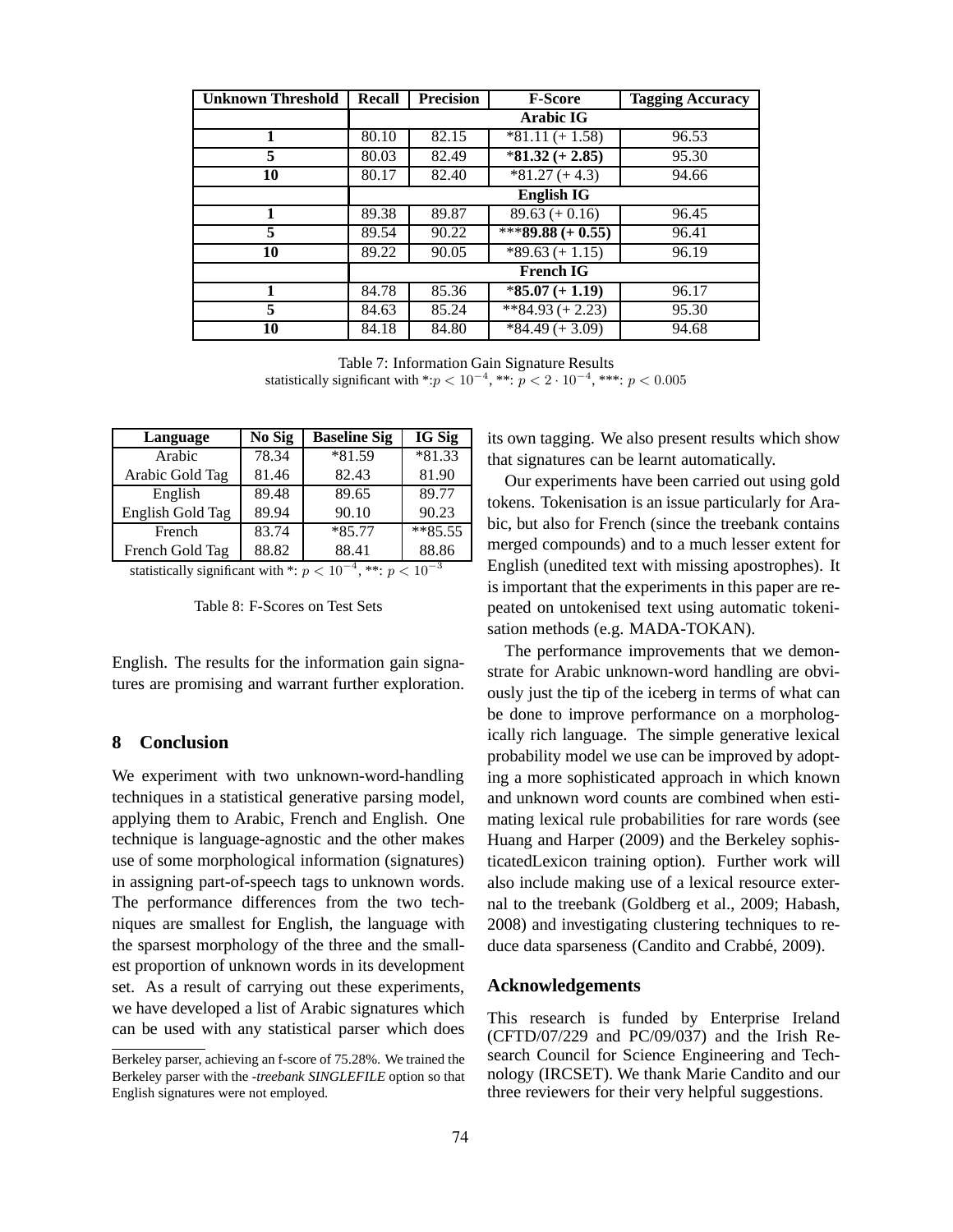| Unknown Threshold | Recall | Precision | F-Score | Tagging Accuracy |
|---|---|---|---|---|
| | **Arabic IG** | | | |
| **1** | 80.10 | 82.15 | *81.11 (+ 1.58) | 96.53 |
| **5** | 80.03 | 82.49 | ***81.32 (+ 2.85)** | 95.30 |
| **10** | 80.17 | 82.40 | *81.27 (+ 4.3) | 94.66 |
| | **English IG** | | | |
| **1** | 89.38 | 89.87 | 89.63 (+ 0.16) | 96.45 |
| **5** | 89.54 | 90.22 | *****89.88 (+ 0.55)** | 96.41 |
| **10** | 89.22 | 90.05 | *89.63 (+ 1.15) | 96.19 |
| | **French IG** | | | |
| **1** | 84.78 | 85.36 | ***85.07 (+ 1.19)** | 96.17 |
| **5** | 84.63 | 85.24 | **84.93 (+ 2.23) | 95.30 |
| **10** | 84.18 | 84.80 | *84.49 (+ 3.09) | 94.68 |

Table 7: Information Gain Signature Results
statistically significant with *:$p < 10^{-4}$, **: $p < 2 \cdot 10^{-4}$, ***: $p < 0.005$

| Language | No Sig | Baseline Sig | IG Sig |
|---|---|---|---|
| Arabic | 78.34 | *81.59 | *81.33 |
| Arabic Gold Tag | 81.46 | 82.43 | 81.90 |
| English | 89.48 | 89.65 | 89.77 |
| English Gold Tag | 89.94 | 90.10 | 90.23 |
| French | 83.74 | *85.77 | **85.55 |
| French Gold Tag | 88.82 | 88.41 | 88.86 |

statistically significant with *: $p < 10^{-4}$, **: $p < 10^{-3}$

Table 8: F-Scores on Test Sets

English. The results for the information gain signatures are promising and warrant further exploration.

## 8 Conclusion

We experiment with two unknown-word-handling techniques in a statistical generative parsing model, applying them to Arabic, French and English. One technique is language-agnostic and the other makes use of some morphological information (signatures) in assigning part-of-speech tags to unknown words. The performance differences from the two techniques are smallest for English, the language with the sparsest morphology of the three and the smallest proportion of unknown words in its development set. As a result of carrying out these experiments, we have developed a list of Arabic signatures which can be used with any statistical parser which does its own tagging. We also present results which show that signatures can be learnt automatically.

Our experiments have been carried out using gold tokens. Tokenisation is an issue particularly for Arabic, but also for French (since the treebank contains merged compounds) and to a much lesser extent for English (unedited text with missing apostrophes). It is important that the experiments in this paper are repeated on untokenised text using automatic tokenisation methods (e.g. MADA-TOKAN).

The performance improvements that we demonstrate for Arabic unknown-word handling are obviously just the tip of the iceberg in terms of what can be done to improve performance on a morphologically rich language. The simple generative lexical probability model we use can be improved by adopting a more sophisticated approach in which known and unknown word counts are combined when estimating lexical rule probabilities for rare words (see Huang and Harper (2009) and the Berkeley sophisticatedLexicon training option). Further work will also include making use of a lexical resource external to the treebank (Goldberg et al., 2009; Habash, 2008) and investigating clustering techniques to reduce data sparseness (Candito and Crabbé, 2009).

## Acknowledgements

This research is funded by Enterprise Ireland (CFTD/07/229 and PC/09/037) and the Irish Research Council for Science Engineering and Technology (IRCSET). We thank Marie Candito and our three reviewers for their very helpful suggestions.

---

Berkeley parser, achieving an f-score of 75.28%. We trained the Berkeley parser with the *-treebank SINGLEFILE* option so that English signatures were not employed.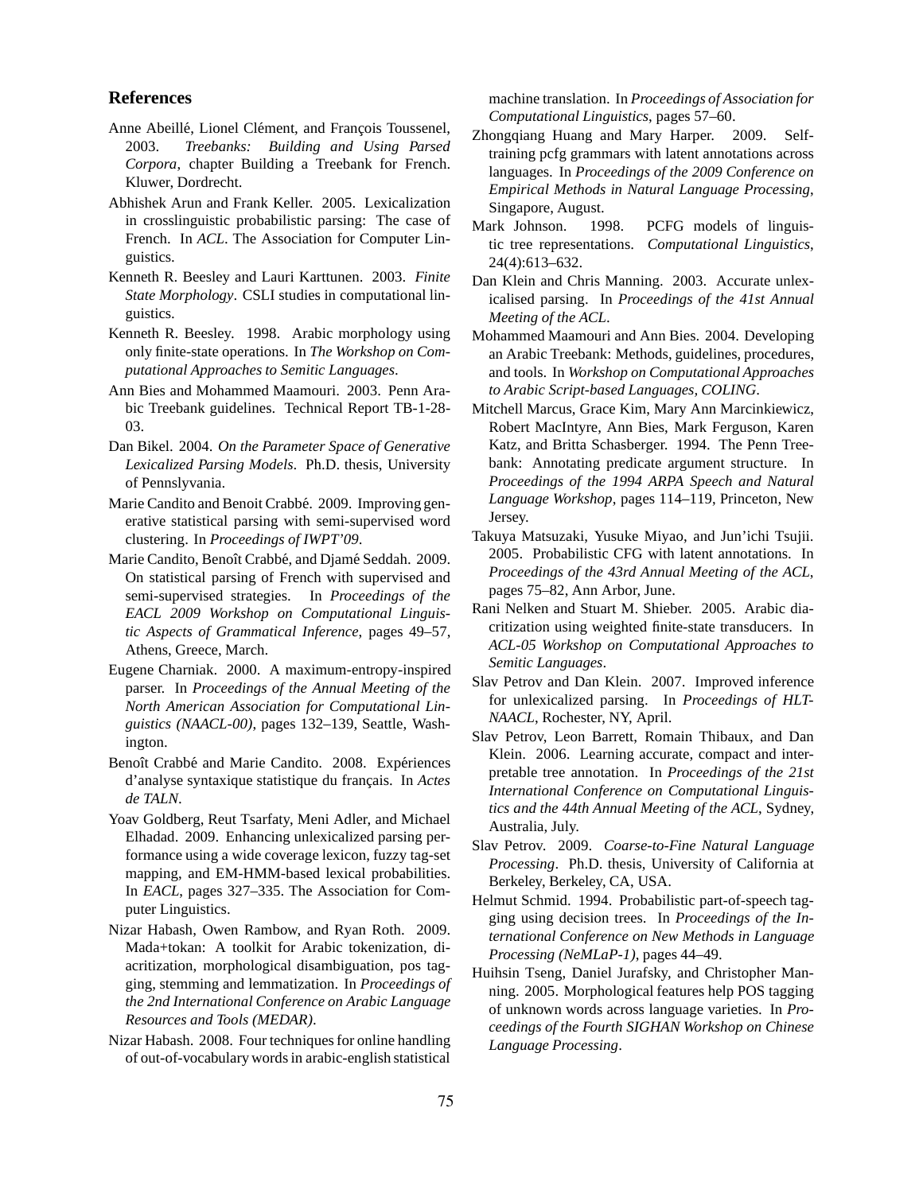## References

Anne Abeillé, Lionel Clément, and François Toussenel, 2003. *Treebanks: Building and Using Parsed Corpora*, chapter Building a Treebank for French. Kluwer, Dordrecht.

Abhishek Arun and Frank Keller. 2005. Lexicalization in crosslinguistic probabilistic parsing: The case of French. In *ACL*. The Association for Computer Linguistics.

Kenneth R. Beesley and Lauri Karttunen. 2003. *Finite State Morphology*. CSLI studies in computational linguistics.

Kenneth R. Beesley. 1998. Arabic morphology using only finite-state operations. In *The Workshop on Computational Approaches to Semitic Languages*.

Ann Bies and Mohammed Maamouri. 2003. Penn Arabic Treebank guidelines. Technical Report TB-1-28-03.

Dan Bikel. 2004. *On the Parameter Space of Generative Lexicalized Parsing Models*. Ph.D. thesis, University of Pennslyvania.

Marie Candito and Benoit Crabbé. 2009. Improving generative statistical parsing with semi-supervised word clustering. In *Proceedings of IWPT'09*.

Marie Candito, Benoît Crabbé, and Djamé Seddah. 2009. On statistical parsing of French with supervised and semi-supervised strategies. In *Proceedings of the EACL 2009 Workshop on Computational Linguistic Aspects of Grammatical Inference*, pages 49–57, Athens, Greece, March.

Eugene Charniak. 2000. A maximum-entropy-inspired parser. In *Proceedings of the Annual Meeting of the North American Association for Computational Linguistics (NAACL-00)*, pages 132–139, Seattle, Washington.

Benoît Crabbé and Marie Candito. 2008. Expériences d'analyse syntaxique statistique du français. In *Actes de TALN*.

Yoav Goldberg, Reut Tsarfaty, Meni Adler, and Michael Elhadad. 2009. Enhancing unlexicalized parsing performance using a wide coverage lexicon, fuzzy tag-set mapping, and EM-HMM-based lexical probabilities. In *EACL*, pages 327–335. The Association for Computer Linguistics.

Nizar Habash, Owen Rambow, and Ryan Roth. 2009. Mada+tokan: A toolkit for Arabic tokenization, diacritization, morphological disambiguation, pos tagging, stemming and lemmatization. In *Proceedings of the 2nd International Conference on Arabic Language Resources and Tools (MEDAR)*.

Nizar Habash. 2008. Four techniques for online handling of out-of-vocabulary words in arabic-english statistical machine translation. In *Proceedings of Association for Computational Linguistics*, pages 57–60.

Zhongqiang Huang and Mary Harper. 2009. Self-training pcfg grammars with latent annotations across languages. In *Proceedings of the 2009 Conference on Empirical Methods in Natural Language Processing*, Singapore, August.

Mark Johnson. 1998. PCFG models of linguistic tree representations. *Computational Linguistics*, 24(4):613–632.

Dan Klein and Chris Manning. 2003. Accurate unlexicalised parsing. In *Proceedings of the 41st Annual Meeting of the ACL*.

Mohammed Maamouri and Ann Bies. 2004. Developing an Arabic Treebank: Methods, guidelines, procedures, and tools. In *Workshop on Computational Approaches to Arabic Script-based Languages, COLING*.

Mitchell Marcus, Grace Kim, Mary Ann Marcinkiewicz, Robert MacIntyre, Ann Bies, Mark Ferguson, Karen Katz, and Britta Schasberger. 1994. The Penn Treebank: Annotating predicate argument structure. In *Proceedings of the 1994 ARPA Speech and Natural Language Workshop*, pages 114–119, Princeton, New Jersey.

Takuya Matsuzaki, Yusuke Miyao, and Jun'ichi Tsujii. 2005. Probabilistic CFG with latent annotations. In *Proceedings of the 43rd Annual Meeting of the ACL*, pages 75–82, Ann Arbor, June.

Rani Nelken and Stuart M. Shieber. 2005. Arabic diacritization using weighted finite-state transducers. In *ACL-05 Workshop on Computational Approaches to Semitic Languages*.

Slav Petrov and Dan Klein. 2007. Improved inference for unlexicalized parsing. In *Proceedings of HLT-NAACL*, Rochester, NY, April.

Slav Petrov, Leon Barrett, Romain Thibaux, and Dan Klein. 2006. Learning accurate, compact and interpretable tree annotation. In *Proceedings of the 21st International Conference on Computational Linguistics and the 44th Annual Meeting of the ACL*, Sydney, Australia, July.

Slav Petrov. 2009. *Coarse-to-Fine Natural Language Processing*. Ph.D. thesis, University of California at Berkeley, Berkeley, CA, USA.

Helmut Schmid. 1994. Probabilistic part-of-speech tagging using decision trees. In *Proceedings of the International Conference on New Methods in Language Processing (NeMLaP-1)*, pages 44–49.

Huihsin Tseng, Daniel Jurafsky, and Christopher Manning. 2005. Morphological features help POS tagging of unknown words across language varieties. In *Proceedings of the Fourth SIGHAN Workshop on Chinese Language Processing*.